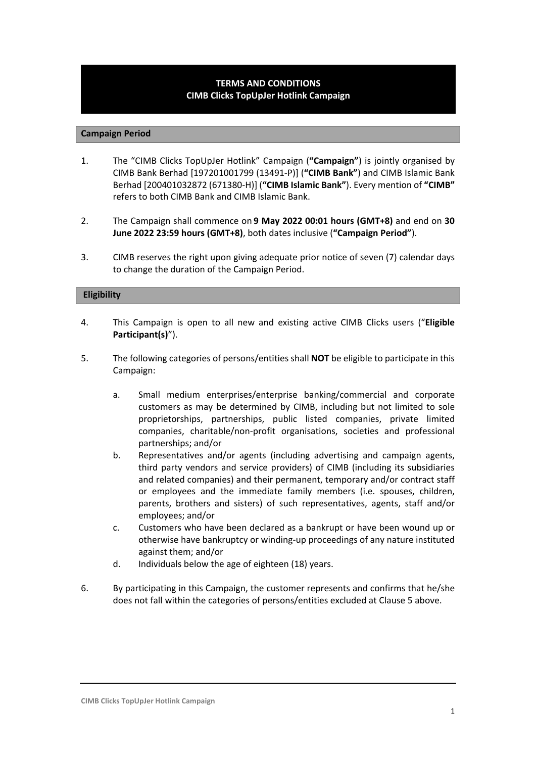# TERMS AND CONDITIONS
# CIMB Clicks TopUpJer Hotlink Campaign

## Campaign Period

1. The "CIMB Clicks TopUpJer Hotlink" Campaign (**"Campaign"**) is jointly organised by CIMB Bank Berhad [197201001799 (13491-P)] (**"CIMB Bank"**) and CIMB Islamic Bank Berhad [200401032872 (671380-H)] (**"CIMB Islamic Bank"**). Every mention of **"CIMB"** refers to both CIMB Bank and CIMB Islamic Bank.

2. The Campaign shall commence on **9 May 2022 00:01 hours (GMT+8)** and end on **30 June 2022 23:59 hours (GMT+8)**, both dates inclusive (**"Campaign Period"**).

3. CIMB reserves the right upon giving adequate prior notice of seven (7) calendar days to change the duration of the Campaign Period.

## Eligibility

4. This Campaign is open to all new and existing active CIMB Clicks users ("**Eligible Participant(s)**").

5. The following categories of persons/entities shall **NOT** be eligible to participate in this Campaign:

   a. Small medium enterprises/enterprise banking/commercial and corporate customers as may be determined by CIMB, including but not limited to sole proprietorships, partnerships, public listed companies, private limited companies, charitable/non-profit organisations, societies and professional partnerships; and/or

   b. Representatives and/or agents (including advertising and campaign agents, third party vendors and service providers) of CIMB (including its subsidiaries and related companies) and their permanent, temporary and/or contract staff or employees and the immediate family members (i.e. spouses, children, parents, brothers and sisters) of such representatives, agents, staff and/or employees; and/or

   c. Customers who have been declared as a bankrupt or have been wound up or otherwise have bankruptcy or winding-up proceedings of any nature instituted against them; and/or

   d. Individuals below the age of eighteen (18) years.

6. By participating in this Campaign, the customer represents and confirms that he/she does not fall within the categories of persons/entities excluded at Clause 5 above.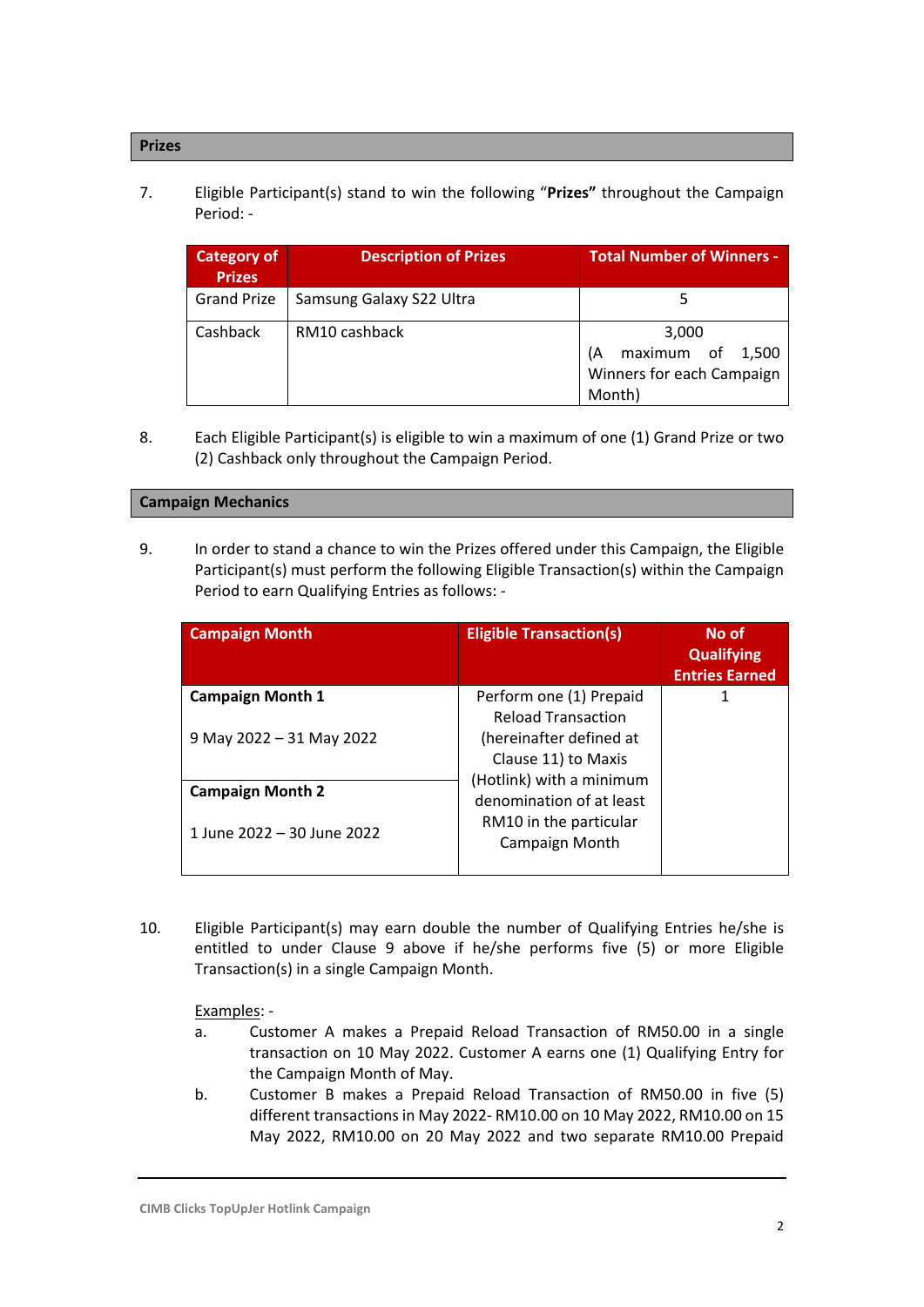## Prizes

7. Eligible Participant(s) stand to win the following "**Prizes**" throughout the Campaign Period: -

| Category of Prizes | Description of Prizes | Total Number of Winners - |
|---|---|---|
| Grand Prize | Samsung Galaxy S22 Ultra | 5 |
| Cashback | RM10 cashback | 3,000 (A maximum of 1,500 Winners for each Campaign Month) |

8. Each Eligible Participant(s) is eligible to win a maximum of one (1) Grand Prize or two (2) Cashback only throughout the Campaign Period.

## Campaign Mechanics

9. In order to stand a chance to win the Prizes offered under this Campaign, the Eligible Participant(s) must perform the following Eligible Transaction(s) within the Campaign Period to earn Qualifying Entries as follows: -

| Campaign Month | Eligible Transaction(s) | No of Qualifying Entries Earned |
|---|---|---|
| **Campaign Month 1**<br><br>9 May 2022 – 31 May 2022 | Perform one (1) Prepaid Reload Transaction (hereinafter defined at Clause 11) to Maxis (Hotlink) with a minimum denomination of at least RM10 in the particular Campaign Month | 1 |
| **Campaign Month 2**<br><br>1 June 2022 – 30 June 2022 | | |

10. Eligible Participant(s) may earn double the number of Qualifying Entries he/she is entitled to under Clause 9 above if he/she performs five (5) or more Eligible Transaction(s) in a single Campaign Month.

    Examples: -

    a. Customer A makes a Prepaid Reload Transaction of RM50.00 in a single transaction on 10 May 2022. Customer A earns one (1) Qualifying Entry for the Campaign Month of May.

    b. Customer B makes a Prepaid Reload Transaction of RM50.00 in five (5) different transactions in May 2022- RM10.00 on 10 May 2022, RM10.00 on 15 May 2022, RM10.00 on 20 May 2022 and two separate RM10.00 Prepaid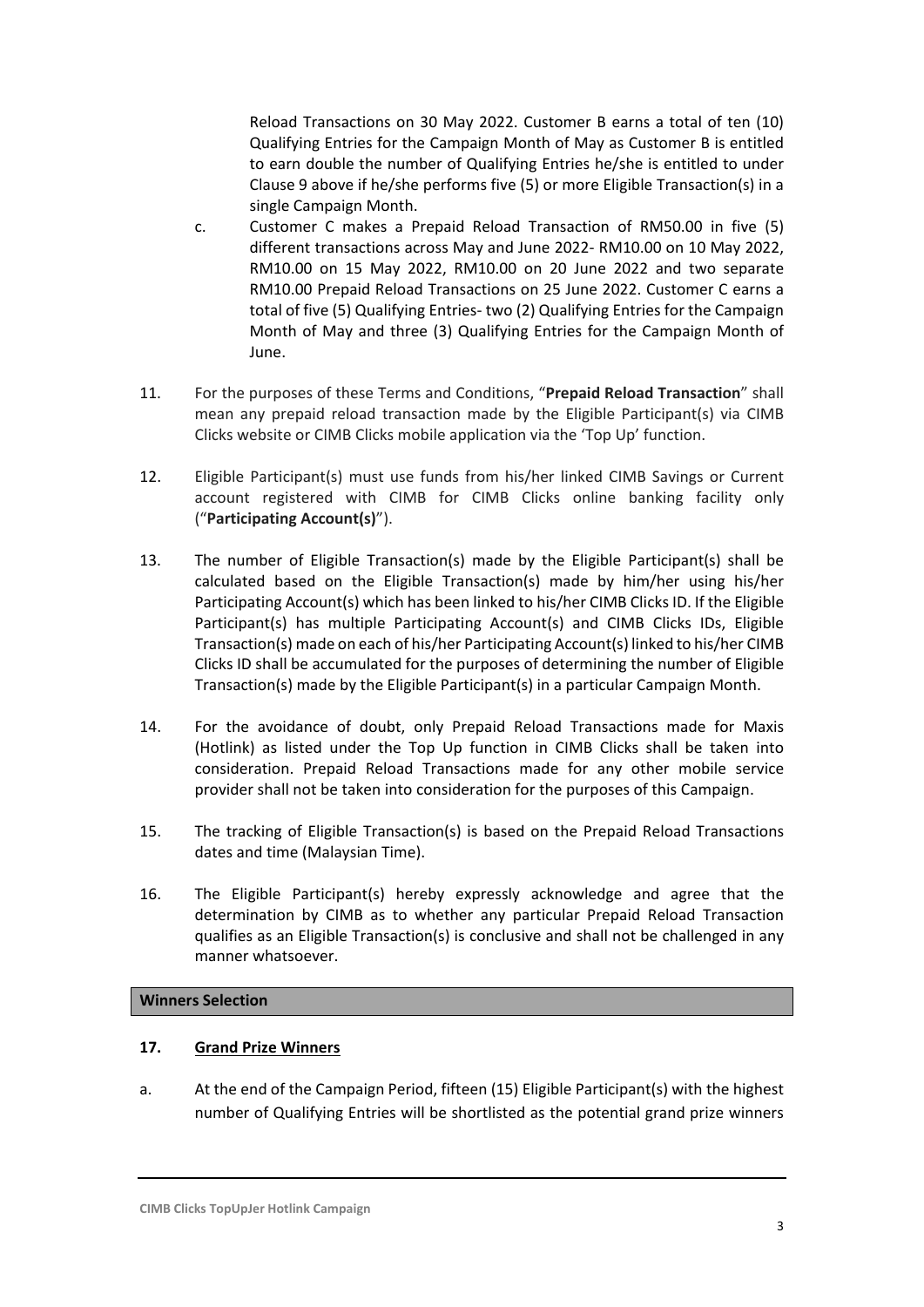Reload Transactions on 30 May 2022. Customer B earns a total of ten (10) Qualifying Entries for the Campaign Month of May as Customer B is entitled to earn double the number of Qualifying Entries he/she is entitled to under Clause 9 above if he/she performs five (5) or more Eligible Transaction(s) in a single Campaign Month.

c. Customer C makes a Prepaid Reload Transaction of RM50.00 in five (5) different transactions across May and June 2022- RM10.00 on 10 May 2022, RM10.00 on 15 May 2022, RM10.00 on 20 June 2022 and two separate RM10.00 Prepaid Reload Transactions on 25 June 2022. Customer C earns a total of five (5) Qualifying Entries- two (2) Qualifying Entries for the Campaign Month of May and three (3) Qualifying Entries for the Campaign Month of June.

11. For the purposes of these Terms and Conditions, "**Prepaid Reload Transaction**" shall mean any prepaid reload transaction made by the Eligible Participant(s) via CIMB Clicks website or CIMB Clicks mobile application via the 'Top Up' function.

12. Eligible Participant(s) must use funds from his/her linked CIMB Savings or Current account registered with CIMB for CIMB Clicks online banking facility only ("**Participating Account(s)**").

13. The number of Eligible Transaction(s) made by the Eligible Participant(s) shall be calculated based on the Eligible Transaction(s) made by him/her using his/her Participating Account(s) which has been linked to his/her CIMB Clicks ID. If the Eligible Participant(s) has multiple Participating Account(s) and CIMB Clicks IDs, Eligible Transaction(s) made on each of his/her Participating Account(s) linked to his/her CIMB Clicks ID shall be accumulated for the purposes of determining the number of Eligible Transaction(s) made by the Eligible Participant(s) in a particular Campaign Month.

14. For the avoidance of doubt, only Prepaid Reload Transactions made for Maxis (Hotlink) as listed under the Top Up function in CIMB Clicks shall be taken into consideration. Prepaid Reload Transactions made for any other mobile service provider shall not be taken into consideration for the purposes of this Campaign.

15. The tracking of Eligible Transaction(s) is based on the Prepaid Reload Transactions dates and time (Malaysian Time).

16. The Eligible Participant(s) hereby expressly acknowledge and agree that the determination by CIMB as to whether any particular Prepaid Reload Transaction qualifies as an Eligible Transaction(s) is conclusive and shall not be challenged in any manner whatsoever.

## Winners Selection

**17. Grand Prize Winners**

a. At the end of the Campaign Period, fifteen (15) Eligible Participant(s) with the highest number of Qualifying Entries will be shortlisted as the potential grand prize winners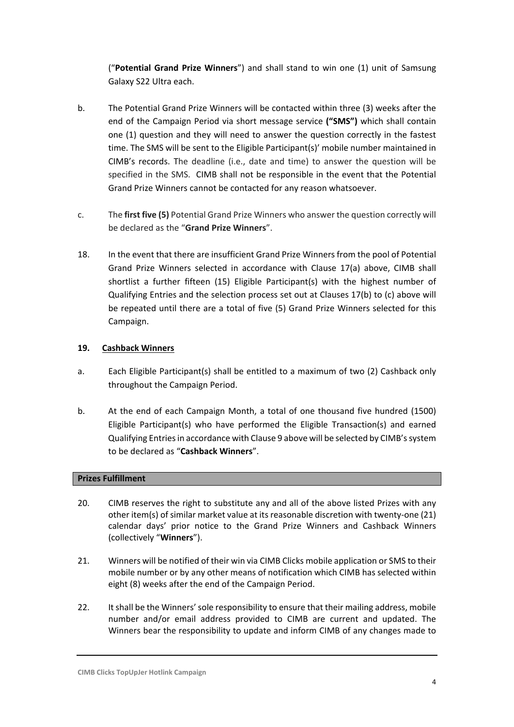("**Potential Grand Prize Winners**") and shall stand to win one (1) unit of Samsung Galaxy S22 Ultra each.

b. The Potential Grand Prize Winners will be contacted within three (3) weeks after the end of the Campaign Period via short message service **("SMS")** which shall contain one (1) question and they will need to answer the question correctly in the fastest time. The SMS will be sent to the Eligible Participant(s)' mobile number maintained in CIMB's records. The deadline (i.e., date and time) to answer the question will be specified in the SMS. CIMB shall not be responsible in the event that the Potential Grand Prize Winners cannot be contacted for any reason whatsoever.

c. The **first five (5)** Potential Grand Prize Winners who answer the question correctly will be declared as the "**Grand Prize Winners**".

18. In the event that there are insufficient Grand Prize Winners from the pool of Potential Grand Prize Winners selected in accordance with Clause 17(a) above, CIMB shall shortlist a further fifteen (15) Eligible Participant(s) with the highest number of Qualifying Entries and the selection process set out at Clauses 17(b) to (c) above will be repeated until there are a total of five (5) Grand Prize Winners selected for this Campaign.

**19. Cashback Winners**

a. Each Eligible Participant(s) shall be entitled to a maximum of two (2) Cashback only throughout the Campaign Period.

b. At the end of each Campaign Month, a total of one thousand five hundred (1500) Eligible Participant(s) who have performed the Eligible Transaction(s) and earned Qualifying Entries in accordance with Clause 9 above will be selected by CIMB's system to be declared as "**Cashback Winners**".

**Prizes Fulfillment**

20. CIMB reserves the right to substitute any and all of the above listed Prizes with any other item(s) of similar market value at its reasonable discretion with twenty-one (21) calendar days' prior notice to the Grand Prize Winners and Cashback Winners (collectively "**Winners**").

21. Winners will be notified of their win via CIMB Clicks mobile application or SMS to their mobile number or by any other means of notification which CIMB has selected within eight (8) weeks after the end of the Campaign Period.

22. It shall be the Winners' sole responsibility to ensure that their mailing address, mobile number and/or email address provided to CIMB are current and updated. The Winners bear the responsibility to update and inform CIMB of any changes made to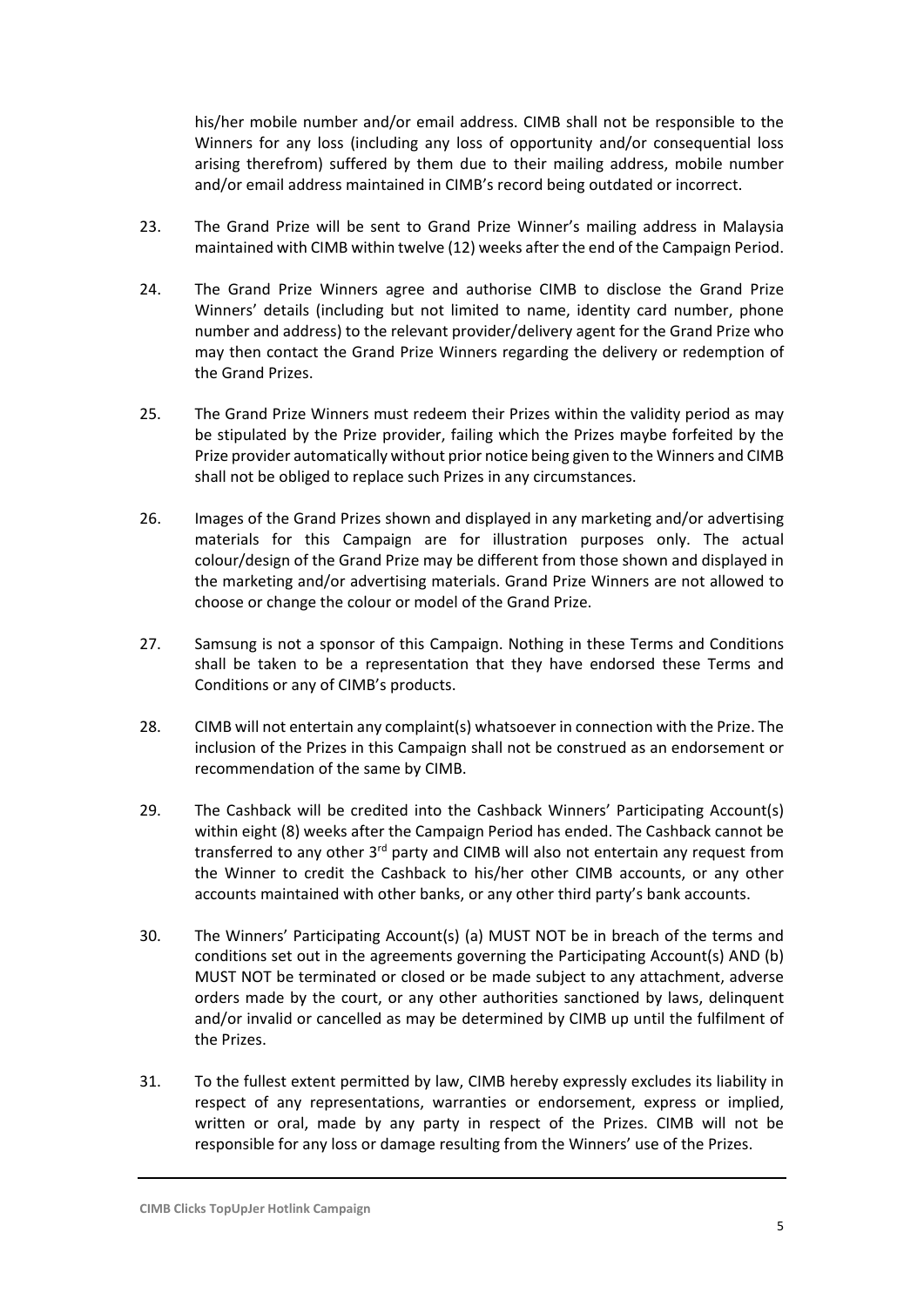his/her mobile number and/or email address. CIMB shall not be responsible to the Winners for any loss (including any loss of opportunity and/or consequential loss arising therefrom) suffered by them due to their mailing address, mobile number and/or email address maintained in CIMB's record being outdated or incorrect.

23. The Grand Prize will be sent to Grand Prize Winner's mailing address in Malaysia maintained with CIMB within twelve (12) weeks after the end of the Campaign Period.

24. The Grand Prize Winners agree and authorise CIMB to disclose the Grand Prize Winners' details (including but not limited to name, identity card number, phone number and address) to the relevant provider/delivery agent for the Grand Prize who may then contact the Grand Prize Winners regarding the delivery or redemption of the Grand Prizes.

25. The Grand Prize Winners must redeem their Prizes within the validity period as may be stipulated by the Prize provider, failing which the Prizes maybe forfeited by the Prize provider automatically without prior notice being given to the Winners and CIMB shall not be obliged to replace such Prizes in any circumstances.

26. Images of the Grand Prizes shown and displayed in any marketing and/or advertising materials for this Campaign are for illustration purposes only. The actual colour/design of the Grand Prize may be different from those shown and displayed in the marketing and/or advertising materials. Grand Prize Winners are not allowed to choose or change the colour or model of the Grand Prize.

27. Samsung is not a sponsor of this Campaign. Nothing in these Terms and Conditions shall be taken to be a representation that they have endorsed these Terms and Conditions or any of CIMB's products.

28. CIMB will not entertain any complaint(s) whatsoever in connection with the Prize. The inclusion of the Prizes in this Campaign shall not be construed as an endorsement or recommendation of the same by CIMB.

29. The Cashback will be credited into the Cashback Winners' Participating Account(s) within eight (8) weeks after the Campaign Period has ended. The Cashback cannot be transferred to any other 3rd party and CIMB will also not entertain any request from the Winner to credit the Cashback to his/her other CIMB accounts, or any other accounts maintained with other banks, or any other third party's bank accounts.

30. The Winners' Participating Account(s) (a) MUST NOT be in breach of the terms and conditions set out in the agreements governing the Participating Account(s) AND (b) MUST NOT be terminated or closed or be made subject to any attachment, adverse orders made by the court, or any other authorities sanctioned by laws, delinquent and/or invalid or cancelled as may be determined by CIMB up until the fulfilment of the Prizes.

31. To the fullest extent permitted by law, CIMB hereby expressly excludes its liability in respect of any representations, warranties or endorsement, express or implied, written or oral, made by any party in respect of the Prizes. CIMB will not be responsible for any loss or damage resulting from the Winners' use of the Prizes.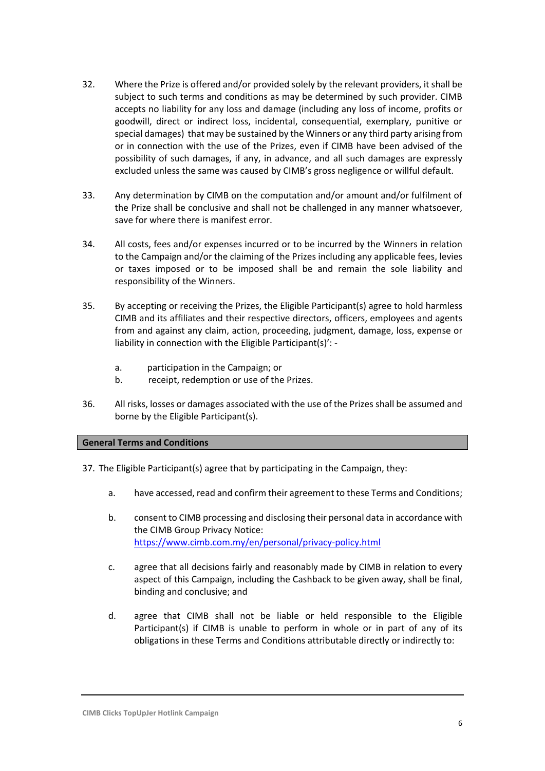32. Where the Prize is offered and/or provided solely by the relevant providers, it shall be subject to such terms and conditions as may be determined by such provider. CIMB accepts no liability for any loss and damage (including any loss of income, profits or goodwill, direct or indirect loss, incidental, consequential, exemplary, punitive or special damages) that may be sustained by the Winners or any third party arising from or in connection with the use of the Prizes, even if CIMB have been advised of the possibility of such damages, if any, in advance, and all such damages are expressly excluded unless the same was caused by CIMB's gross negligence or willful default.

33. Any determination by CIMB on the computation and/or amount and/or fulfilment of the Prize shall be conclusive and shall not be challenged in any manner whatsoever, save for where there is manifest error.

34. All costs, fees and/or expenses incurred or to be incurred by the Winners in relation to the Campaign and/or the claiming of the Prizes including any applicable fees, levies or taxes imposed or to be imposed shall be and remain the sole liability and responsibility of the Winners.

35. By accepting or receiving the Prizes, the Eligible Participant(s) agree to hold harmless CIMB and its affiliates and their respective directors, officers, employees and agents from and against any claim, action, proceeding, judgment, damage, loss, expense or liability in connection with the Eligible Participant(s)': -

    a. participation in the Campaign; or
    b. receipt, redemption or use of the Prizes.

36. All risks, losses or damages associated with the use of the Prizes shall be assumed and borne by the Eligible Participant(s).

## General Terms and Conditions

37. The Eligible Participant(s) agree that by participating in the Campaign, they:

    a. have accessed, read and confirm their agreement to these Terms and Conditions;

    b. consent to CIMB processing and disclosing their personal data in accordance with the CIMB Group Privacy Notice: https://www.cimb.com.my/en/personal/privacy-policy.html

    c. agree that all decisions fairly and reasonably made by CIMB in relation to every aspect of this Campaign, including the Cashback to be given away, shall be final, binding and conclusive; and

    d. agree that CIMB shall not be liable or held responsible to the Eligible Participant(s) if CIMB is unable to perform in whole or in part of any of its obligations in these Terms and Conditions attributable directly or indirectly to: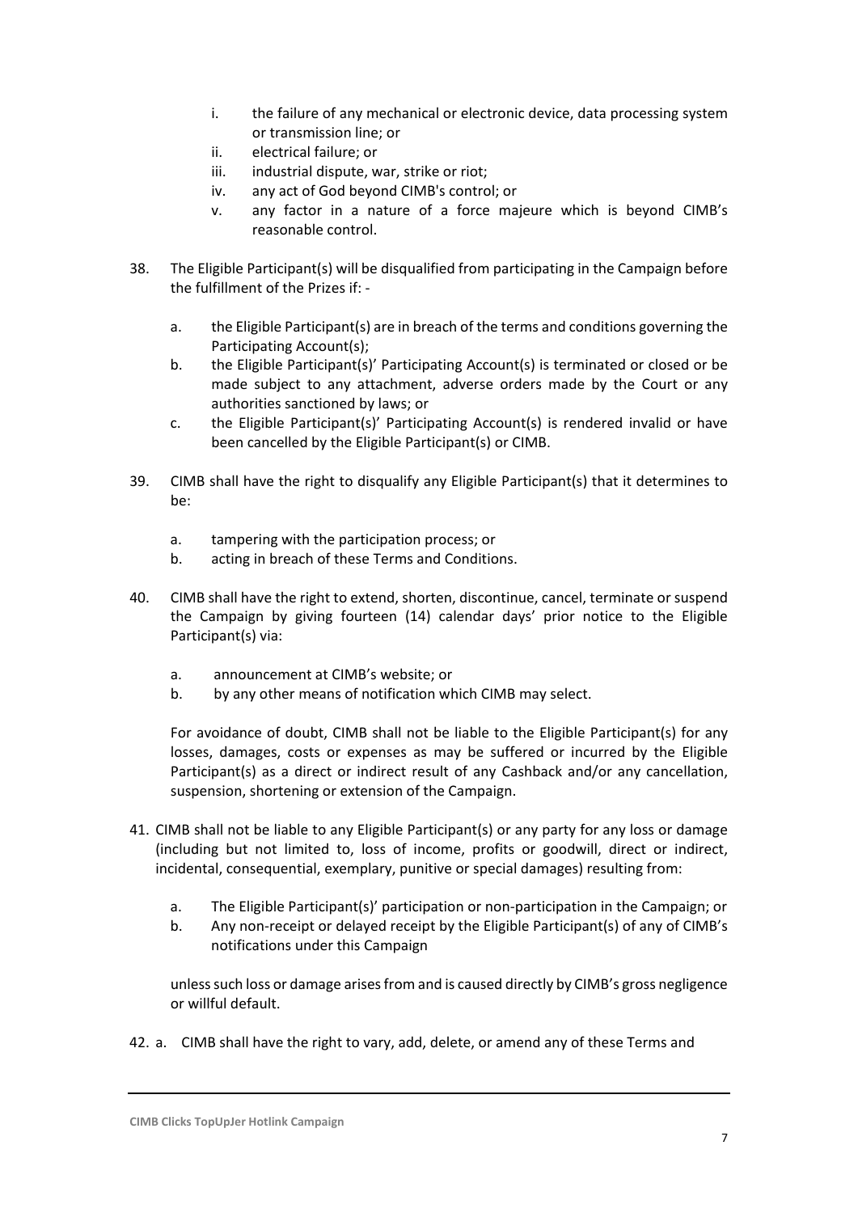i. the failure of any mechanical or electronic device, data processing system or transmission line; or
ii. electrical failure; or
iii. industrial dispute, war, strike or riot;
iv. any act of God beyond CIMB's control; or
v. any factor in a nature of a force majeure which is beyond CIMB's reasonable control.

38. The Eligible Participant(s) will be disqualified from participating in the Campaign before the fulfillment of the Prizes if: -

    a. the Eligible Participant(s) are in breach of the terms and conditions governing the Participating Account(s);
    b. the Eligible Participant(s)' Participating Account(s) is terminated or closed or be made subject to any attachment, adverse orders made by the Court or any authorities sanctioned by laws; or
    c. the Eligible Participant(s)' Participating Account(s) is rendered invalid or have been cancelled by the Eligible Participant(s) or CIMB.

39. CIMB shall have the right to disqualify any Eligible Participant(s) that it determines to be:

    a. tampering with the participation process; or
    b. acting in breach of these Terms and Conditions.

40. CIMB shall have the right to extend, shorten, discontinue, cancel, terminate or suspend the Campaign by giving fourteen (14) calendar days' prior notice to the Eligible Participant(s) via:

    a. announcement at CIMB's website; or
    b. by any other means of notification which CIMB may select.

    For avoidance of doubt, CIMB shall not be liable to the Eligible Participant(s) for any losses, damages, costs or expenses as may be suffered or incurred by the Eligible Participant(s) as a direct or indirect result of any Cashback and/or any cancellation, suspension, shortening or extension of the Campaign.

41. CIMB shall not be liable to any Eligible Participant(s) or any party for any loss or damage (including but not limited to, loss of income, profits or goodwill, direct or indirect, incidental, consequential, exemplary, punitive or special damages) resulting from:

    a. The Eligible Participant(s)' participation or non-participation in the Campaign; or
    b. Any non-receipt or delayed receipt by the Eligible Participant(s) of any of CIMB's notifications under this Campaign

    unless such loss or damage arises from and is caused directly by CIMB's gross negligence or willful default.

42. a. CIMB shall have the right to vary, add, delete, or amend any of these Terms and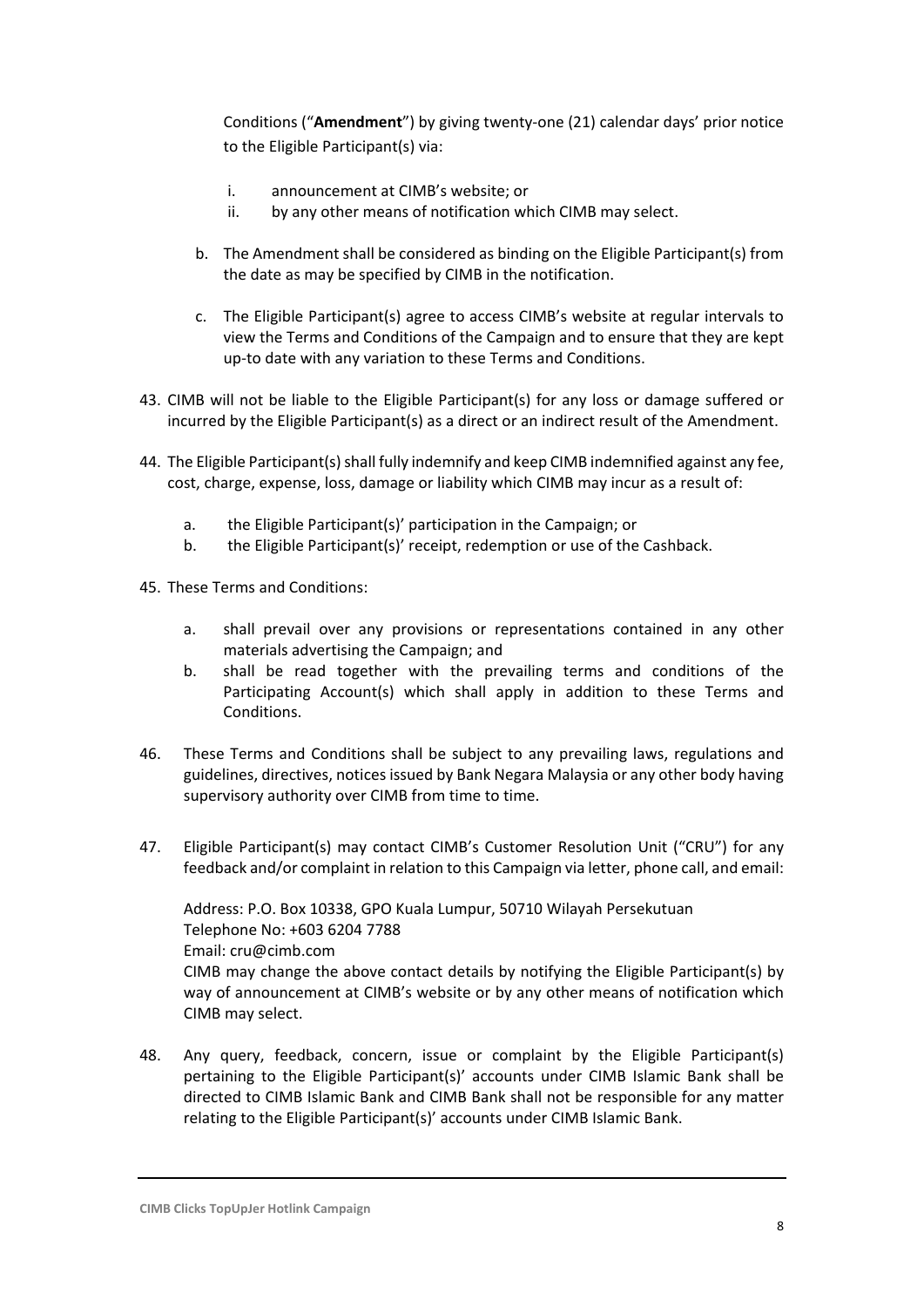Conditions ("**Amendment**") by giving twenty-one (21) calendar days' prior notice to the Eligible Participant(s) via:

   i. announcement at CIMB's website; or
   ii. by any other means of notification which CIMB may select.

b. The Amendment shall be considered as binding on the Eligible Participant(s) from the date as may be specified by CIMB in the notification.

c. The Eligible Participant(s) agree to access CIMB's website at regular intervals to view the Terms and Conditions of the Campaign and to ensure that they are kept up-to date with any variation to these Terms and Conditions.

43. CIMB will not be liable to the Eligible Participant(s) for any loss or damage suffered or incurred by the Eligible Participant(s) as a direct or an indirect result of the Amendment.

44. The Eligible Participant(s) shall fully indemnify and keep CIMB indemnified against any fee, cost, charge, expense, loss, damage or liability which CIMB may incur as a result of:

    a. the Eligible Participant(s)' participation in the Campaign; or
    b. the Eligible Participant(s)' receipt, redemption or use of the Cashback.

45. These Terms and Conditions:

    a. shall prevail over any provisions or representations contained in any other materials advertising the Campaign; and
    b. shall be read together with the prevailing terms and conditions of the Participating Account(s) which shall apply in addition to these Terms and Conditions.

46. These Terms and Conditions shall be subject to any prevailing laws, regulations and guidelines, directives, notices issued by Bank Negara Malaysia or any other body having supervisory authority over CIMB from time to time.

47. Eligible Participant(s) may contact CIMB's Customer Resolution Unit ("CRU") for any feedback and/or complaint in relation to this Campaign via letter, phone call, and email:

    Address: P.O. Box 10338, GPO Kuala Lumpur, 50710 Wilayah Persekutuan
    Telephone No: +603 6204 7788
    Email: cru@cimb.com
    CIMB may change the above contact details by notifying the Eligible Participant(s) by way of announcement at CIMB's website or by any other means of notification which CIMB may select.

48. Any query, feedback, concern, issue or complaint by the Eligible Participant(s) pertaining to the Eligible Participant(s)' accounts under CIMB Islamic Bank shall be directed to CIMB Islamic Bank and CIMB Bank shall not be responsible for any matter relating to the Eligible Participant(s)' accounts under CIMB Islamic Bank.